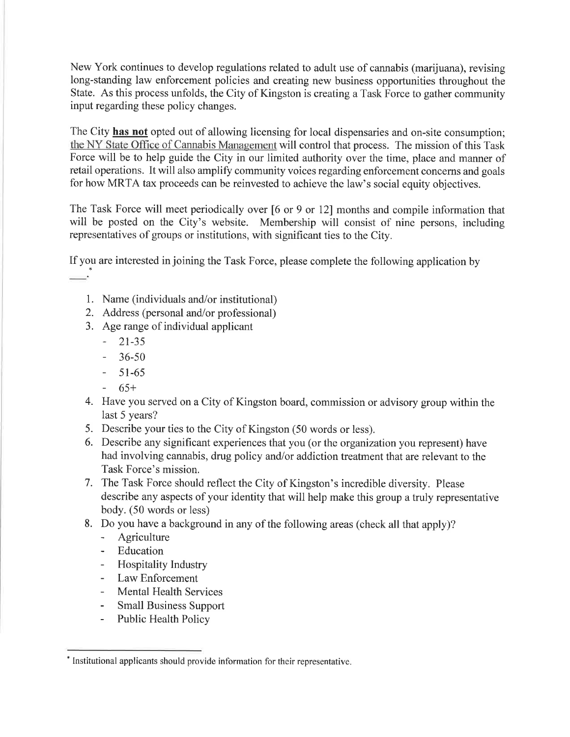New York continues to develop regulations related to adult use of cannabis (marijuana), revising long-standing law enforcement policies and creating new business opportunities throughout the State. As this process unfolds, the City of Kingston is creating a Task Force to gather community input regarding these policy changes.

The City **has not** opted out of allowing licensing for local dispensaries and on-site consumption; the NY State Office of Cannabis Management will control that process. The mission of this Task Force will be to help guide the City in our limited authority over the time, place and manner of retail operations. It will also amplify community voices regarding enforcement concerns and goals for how MRTA tax proceeds can be reinvested to achieve the law's social equity objectives.

The Task Force will meet periodically over [6 or 9 or 12] months and compile information that will be posted on the City's website. Membership will consist of nine persons, including representatives of groups or institutions, with significant ties to the City.

If you are interested in joining the Task Force, please complete the following application by ___.[*]

1. Name (individuals and/or institutional)
2. Address (personal and/or professional)
3. Age range of individual applicant
   - 21-35
   - 36-50
   - 51-65
   - 65+
4. Have you served on a City of Kingston board, commission or advisory group within the last 5 years?
5. Describe your ties to the City of Kingston (50 words or less).
6. Describe any significant experiences that you (or the organization you represent) have had involving cannabis, drug policy and/or addiction treatment that are relevant to the Task Force's mission.
7. The Task Force should reflect the City of Kingston's incredible diversity. Please describe any aspects of your identity that will help make this group a truly representative body. (50 words or less)
8. Do you have a background in any of the following areas (check all that apply)?
   - Agriculture
   - Education
   - Hospitality Industry
   - Law Enforcement
   - Mental Health Services
   - Small Business Support
   - Public Health Policy

---

[*] Institutional applicants should provide information for their representative.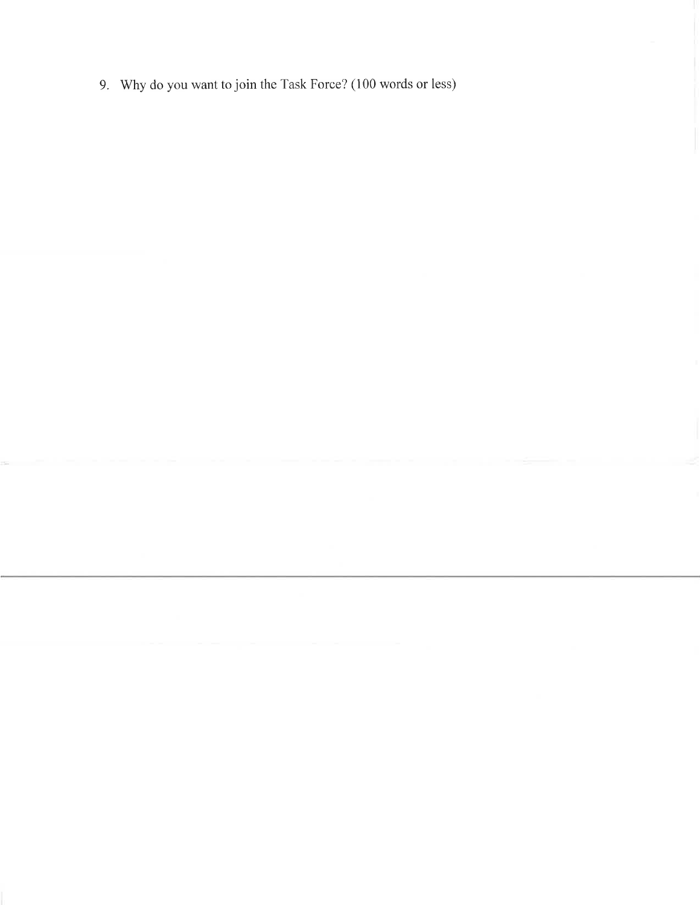9. Why do you want to join the Task Force? (100 words or less)